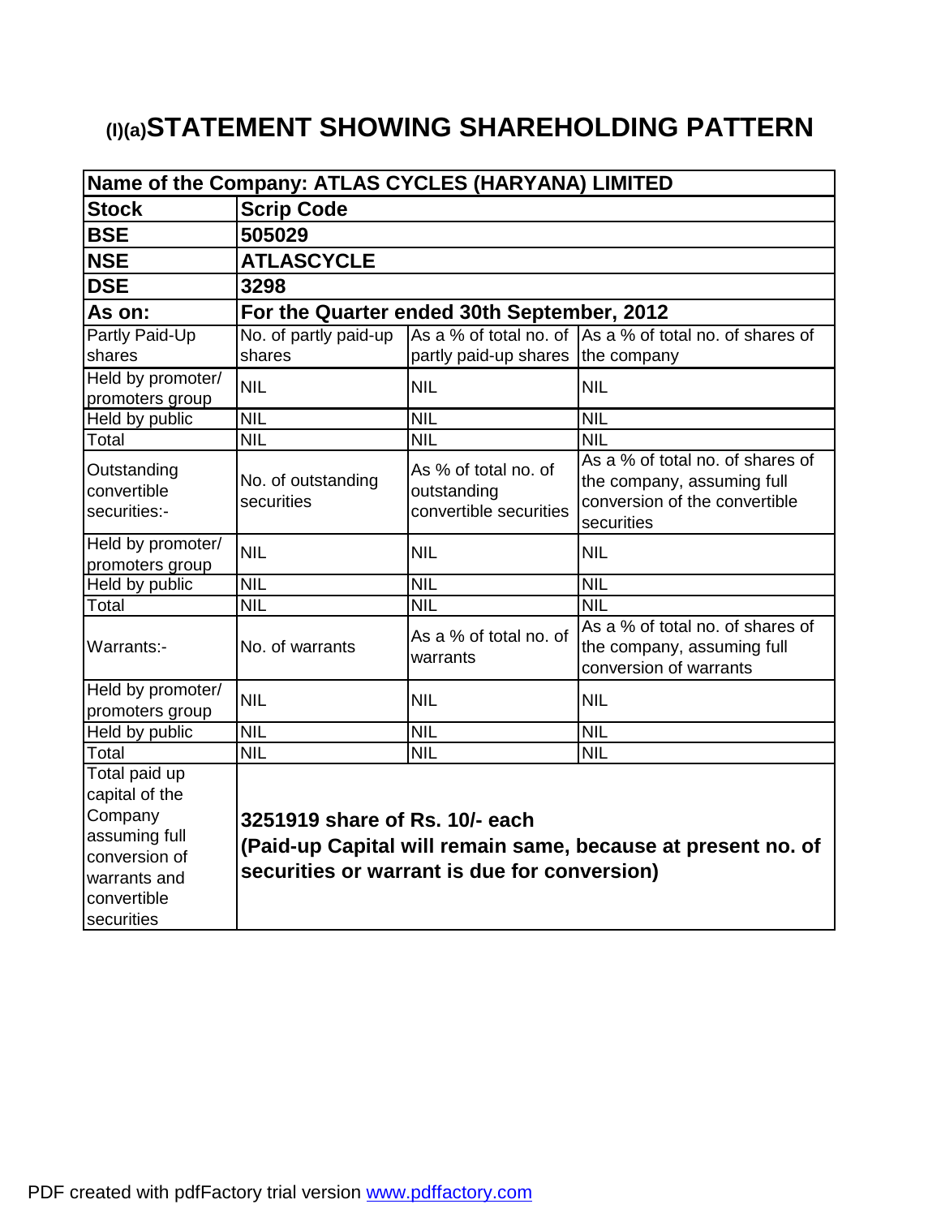# (I)(a)STATEMENT SHOWING SHAREHOLDING PATTERN

| Name of the Company: ATLAS CYCLES (HARYANA) LIMITED | | | |
|---|---|---|---|
| **Stock** | **Scrip Code** | | |
| **BSE** | **505029** | | |
| **NSE** | **ATLASCYCLE** | | |
| **DSE** | **3298** | | |
| **As on:** | **For the Quarter ended 30th September, 2012** | | |
| Partly Paid-Up shares | No. of partly paid-up shares | As a % of total no. of partly paid-up shares | As a % of total no. of shares of the company |
| Held by promoter/ promoters group | NIL | NIL | NIL |
| Held by public | NIL | NIL | NIL |
| Total | NIL | NIL | NIL |
| Outstanding convertible securities:- | No. of outstanding securities | As % of total no. of outstanding convertible securities | As a % of total no. of shares of the company, assuming full conversion of the convertible securities |
| Held by promoter/ promoters group | NIL | NIL | NIL |
| Held by public | NIL | NIL | NIL |
| Total | NIL | NIL | NIL |
| Warrants:- | No. of warrants | As a % of total no. of warrants | As a % of total no. of shares of the company, assuming full conversion of warrants |
| Held by promoter/ promoters group | NIL | NIL | NIL |
| Held by public | NIL | NIL | NIL |
| Total | NIL | NIL | NIL |
| Total paid up capital of the Company assuming full conversion of warrants and convertible securities | **3251919 share of Rs. 10/- each (Paid-up Capital will remain same, because at present no. of securities or warrant is due for conversion)** | | |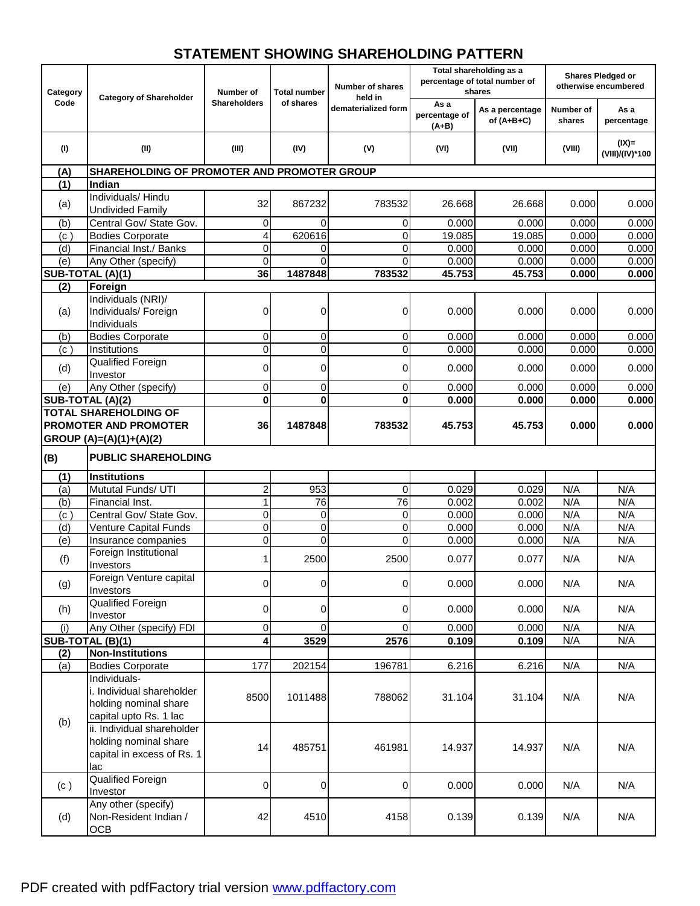# STATEMENT SHOWING SHAREHOLDING PATTERN

| Category Code | Category of Shareholder | Number of Shareholders | Total number of shares | Number of shares held in dematerialized form | Total shareholding as a percentage of total number of shares | | Shares Pledged or otherwise encumbered | |
|---|---|---|---|---|---|---|---|---|
| | | | | | As a percentage of (A+B) | As a percentage of (A+B+C) | Number of shares | As a percentage |
| (I) | (II) | (III) | (IV) | (V) | (VI) | (VII) | (VIII) | (IX)= (VIII)/(IV)*100 |
| **(A)** | **SHAREHOLDING OF PROMOTER AND PROMOTER GROUP** | | | | | | | |
| **(1)** | **Indian** | | | | | | | |
| (a) | Individuals/ Hindu Undivided Family | 32 | 867232 | 783532 | 26.668 | 26.668 | 0.000 | 0.000 |
| (b) | Central Gov/ State Gov. | 0 | 0 | 0 | 0.000 | 0.000 | 0.000 | 0.000 |
| (c ) | Bodies Corporate | 4 | 620616 | 0 | 19.085 | 19.085 | 0.000 | 0.000 |
| (d) | Financial Inst./ Banks | 0 | 0 | 0 | 0.000 | 0.000 | 0.000 | 0.000 |
| (e) | Any Other (specify) | 0 | 0 | 0 | 0.000 | 0.000 | 0.000 | 0.000 |
| **SUB-TOTAL (A)(1)** | | **36** | **1487848** | **783532** | **45.753** | **45.753** | **0.000** | **0.000** |
| **(2)** | **Foreign** | | | | | | | |
| (a) | Individuals (NRI)/ Individuals/ Foreign Individuals | 0 | 0 | 0 | 0.000 | 0.000 | 0.000 | 0.000 |
| (b) | Bodies Corporate | 0 | 0 | 0 | 0.000 | 0.000 | 0.000 | 0.000 |
| (c ) | Institutions | 0 | 0 | 0 | 0.000 | 0.000 | 0.000 | 0.000 |
| (d) | Qualified Foreign Investor | 0 | 0 | 0 | 0.000 | 0.000 | 0.000 | 0.000 |
| (e) | Any Other (specify) | 0 | 0 | 0 | 0.000 | 0.000 | 0.000 | 0.000 |
| **SUB-TOTAL (A)(2)** | | **0** | **0** | **0** | **0.000** | **0.000** | **0.000** | **0.000** |
| **TOTAL SHAREHOLDING OF PROMOTER AND PROMOTER GROUP (A)=(A)(1)+(A)(2)** | | **36** | **1487848** | **783532** | **45.753** | **45.753** | **0.000** | **0.000** |
| **(B)** | **PUBLIC SHAREHOLDING** | | | | | | | |
| **(1)** | **Institutions** | | | | | | | |
| (a) | Mututal Funds/ UTI | 2 | 953 | 0 | 0.029 | 0.029 | N/A | N/A |
| (b) | Financial Inst. | 1 | 76 | 76 | 0.002 | 0.002 | N/A | N/A |
| (c ) | Central Gov/ State Gov. | 0 | 0 | 0 | 0.000 | 0.000 | N/A | N/A |
| (d) | Venture Capital Funds | 0 | 0 | 0 | 0.000 | 0.000 | N/A | N/A |
| (e) | Insurance companies | 0 | 0 | 0 | 0.000 | 0.000 | N/A | N/A |
| (f) | Foreign Institutional Investors | 1 | 2500 | 2500 | 0.077 | 0.077 | N/A | N/A |
| (g) | Foreign Venture capital Investors | 0 | 0 | 0 | 0.000 | 0.000 | N/A | N/A |
| (h) | Qualified Foreign Investor | 0 | 0 | 0 | 0.000 | 0.000 | N/A | N/A |
| (i) | Any Other (specify) FDI | 0 | 0 | 0 | 0.000 | 0.000 | N/A | N/A |
| **SUB-TOTAL (B)(1)** | | **4** | **3529** | **2576** | **0.109** | **0.109** | N/A | N/A |
| **(2)** | **Non-Institutions** | | | | | | | |
| (a) | Bodies Corporate | 177 | 202154 | 196781 | 6.216 | 6.216 | N/A | N/A |
| (b) | Individuals- i. Individual shareholder holding nominal share capital upto Rs. 1 lac | 8500 | 1011488 | 788062 | 31.104 | 31.104 | N/A | N/A |
| | ii. Individual shareholder holding nominal share capital in excess of Rs. 1 lac | 14 | 485751 | 461981 | 14.937 | 14.937 | N/A | N/A |
| (c ) | Qualified Foreign Investor | 0 | 0 | 0 | 0.000 | 0.000 | N/A | N/A |
| (d) | Any other (specify) Non-Resident Indian / OCB | 42 | 4510 | 4158 | 0.139 | 0.139 | N/A | N/A |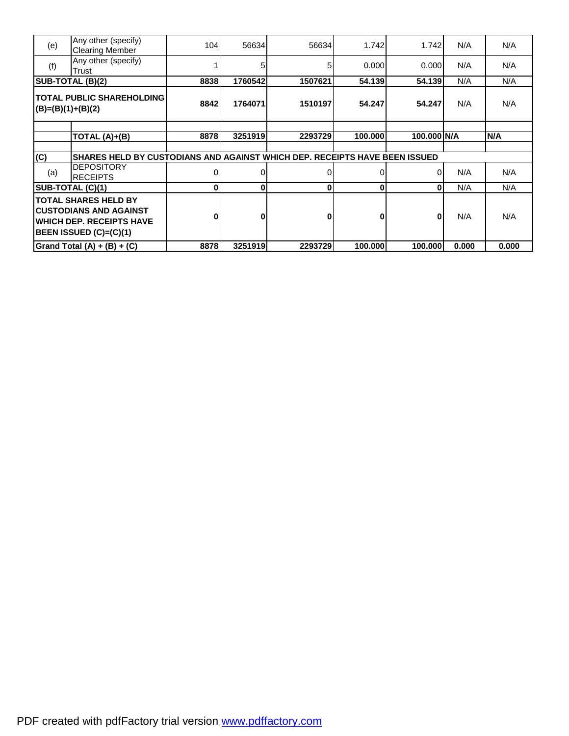| | | | | | | | | |
|---|---|---|---|---|---|---|---|---|
| (e) | Any other (specify) Clearing Member | 104 | 56634 | 56634 | 1.742 | 1.742 | N/A | N/A |
| (f) | Any other (specify) Trust | 1 | 5 | 5 | 0.000 | 0.000 | N/A | N/A |
| **SUB-TOTAL (B)(2)** | | **8838** | **1760542** | **1507621** | **54.139** | **54.139** | N/A | N/A |
| **TOTAL PUBLIC SHAREHOLDING (B)=(B)(1)+(B)(2)** | | **8842** | **1764071** | **1510197** | **54.247** | **54.247** | N/A | N/A |
| | | | | | | | | |
| | **TOTAL (A)+(B)** | **8878** | **3251919** | **2293729** | **100.000** | **100.000** | **N/A** | **N/A** |
| | | | | | | | | |
| **(C)** | **SHARES HELD BY CUSTODIANS AND AGAINST WHICH DEP. RECEIPTS HAVE BEEN ISSUED** | | | | | | | |
| (a) | DEPOSITORY RECEIPTS | 0 | 0 | 0 | 0 | 0 | N/A | N/A |
| **SUB-TOTAL (C)(1)** | | **0** | **0** | **0** | **0** | **0** | N/A | N/A |
| **TOTAL SHARES HELD BY CUSTODIANS AND AGAINST WHICH DEP. RECEIPTS HAVE BEEN ISSUED (C)=(C)(1)** | | **0** | **0** | **0** | **0** | **0** | N/A | N/A |
| **Grand Total (A) + (B) + (C)** | | **8878** | **3251919** | **2293729** | **100.000** | **100.000** | **0.000** | **0.000** |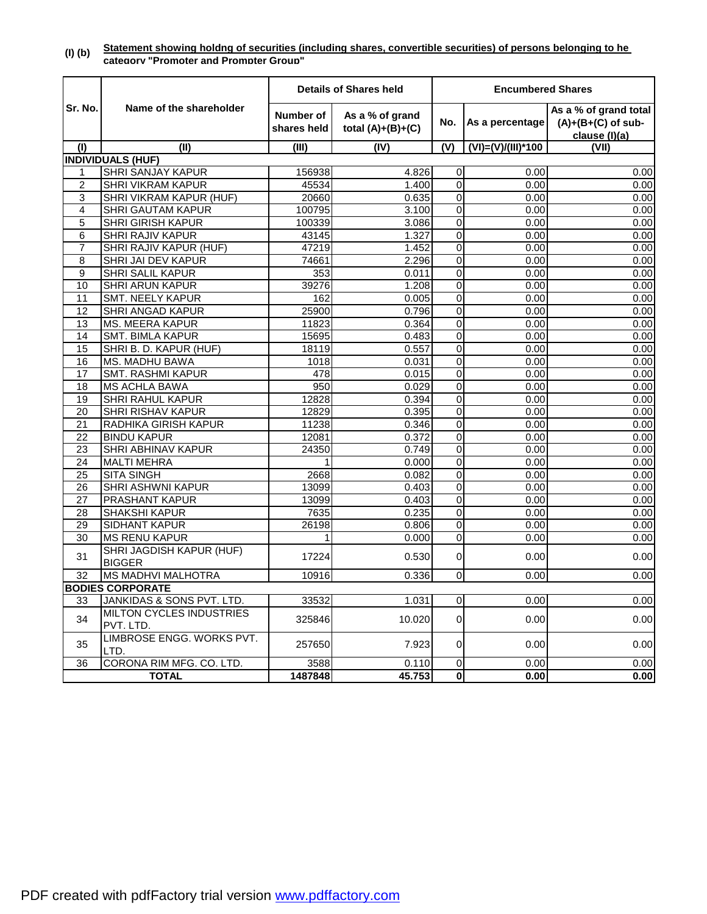**(I) (b)** **Statement showing holdng of securities (including shares, convertible securities) of persons belonging to he category "Promoter and Prompter Group"**

| Sr. No. | Name of the shareholder | Details of Shares held | | Encumbered Shares | | |
|---|---|---|---|---|---|---|
| | | Number of shares held | As a % of grand total (A)+(B)+(C) | No. | As a percentage | As a % of grand total (A)+(B+(C) of sub-clause (I)(a) |
| (I) | (II) | (III) | (IV) | (V) | (VI)=(V)/(III)*100 | (VII) |
| **INDIVIDUALS (HUF)** | | | | | | |
| 1 | SHRI SANJAY KAPUR | 156938 | 4.826 | 0 | 0.00 | 0.00 |
| 2 | SHRI VIKRAM KAPUR | 45534 | 1.400 | 0 | 0.00 | 0.00 |
| 3 | SHRI VIKRAM KAPUR (HUF) | 20660 | 0.635 | 0 | 0.00 | 0.00 |
| 4 | SHRI GAUTAM KAPUR | 100795 | 3.100 | 0 | 0.00 | 0.00 |
| 5 | SHRI GIRISH KAPUR | 100339 | 3.086 | 0 | 0.00 | 0.00 |
| 6 | SHRI RAJIV KAPUR | 43145 | 1.327 | 0 | 0.00 | 0.00 |
| 7 | SHRI RAJIV KAPUR (HUF) | 47219 | 1.452 | 0 | 0.00 | 0.00 |
| 8 | SHRI JAI DEV KAPUR | 74661 | 2.296 | 0 | 0.00 | 0.00 |
| 9 | SHRI SALIL KAPUR | 353 | 0.011 | 0 | 0.00 | 0.00 |
| 10 | SHRI ARUN KAPUR | 39276 | 1.208 | 0 | 0.00 | 0.00 |
| 11 | SMT. NEELY KAPUR | 162 | 0.005 | 0 | 0.00 | 0.00 |
| 12 | SHRI ANGAD KAPUR | 25900 | 0.796 | 0 | 0.00 | 0.00 |
| 13 | MS. MEERA KAPUR | 11823 | 0.364 | 0 | 0.00 | 0.00 |
| 14 | SMT. BIMLA KAPUR | 15695 | 0.483 | 0 | 0.00 | 0.00 |
| 15 | SHRI B. D. KAPUR (HUF) | 18119 | 0.557 | 0 | 0.00 | 0.00 |
| 16 | MS. MADHU BAWA | 1018 | 0.031 | 0 | 0.00 | 0.00 |
| 17 | SMT. RASHMI KAPUR | 478 | 0.015 | 0 | 0.00 | 0.00 |
| 18 | MS ACHLA BAWA | 950 | 0.029 | 0 | 0.00 | 0.00 |
| 19 | SHRI RAHUL KAPUR | 12828 | 0.394 | 0 | 0.00 | 0.00 |
| 20 | SHRI RISHAV KAPUR | 12829 | 0.395 | 0 | 0.00 | 0.00 |
| 21 | RADHIKA GIRISH KAPUR | 11238 | 0.346 | 0 | 0.00 | 0.00 |
| 22 | BINDU KAPUR | 12081 | 0.372 | 0 | 0.00 | 0.00 |
| 23 | SHRI ABHINAV KAPUR | 24350 | 0.749 | 0 | 0.00 | 0.00 |
| 24 | MALTI MEHRA | 1 | 0.000 | 0 | 0.00 | 0.00 |
| 25 | SITA SINGH | 2668 | 0.082 | 0 | 0.00 | 0.00 |
| 26 | SHRI ASHWNI KAPUR | 13099 | 0.403 | 0 | 0.00 | 0.00 |
| 27 | PRASHANT KAPUR | 13099 | 0.403 | 0 | 0.00 | 0.00 |
| 28 | SHAKSHI KAPUR | 7635 | 0.235 | 0 | 0.00 | 0.00 |
| 29 | SIDHANT KAPUR | 26198 | 0.806 | 0 | 0.00 | 0.00 |
| 30 | MS RENU KAPUR | 1 | 0.000 | 0 | 0.00 | 0.00 |
| 31 | SHRI JAGDISH KAPUR (HUF) BIGGER | 17224 | 0.530 | 0 | 0.00 | 0.00 |
| 32 | MS MADHVI MALHOTRA | 10916 | 0.336 | 0 | 0.00 | 0.00 |
| **BODIES CORPORATE** | | | | | | |
| 33 | JANKIDAS & SONS PVT. LTD. | 33532 | 1.031 | 0 | 0.00 | 0.00 |
| 34 | MILTON CYCLES INDUSTRIES PVT. LTD. | 325846 | 10.020 | 0 | 0.00 | 0.00 |
| 35 | LIMBROSE ENGG. WORKS PVT. LTD. | 257650 | 7.923 | 0 | 0.00 | 0.00 |
| 36 | CORONA RIM MFG. CO. LTD. | 3588 | 0.110 | 0 | 0.00 | 0.00 |
| | **TOTAL** | **1487848** | **45.753** | **0** | **0.00** | **0.00** |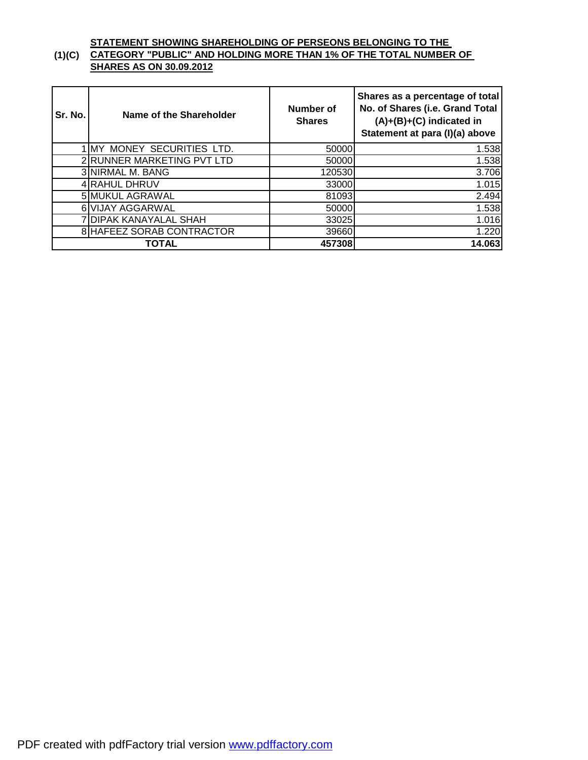**(1)(C) STATEMENT SHOWING SHAREHOLDING OF PERSEONS BELONGING TO THE CATEGORY "PUBLIC" AND HOLDING MORE THAN 1% OF THE TOTAL NUMBER OF SHARES AS ON 30.09.2012**

| Sr. No. | Name of the Shareholder | Number of Shares | Shares as a percentage of total No. of Shares (i.e. Grand Total (A)+(B)+(C) indicated in Statement at para (I)(a) above |
|---|---|---|---|
| 1 | MY MONEY SECURITIES LTD. | 50000 | 1.538 |
| 2 | RUNNER MARKETING PVT LTD | 50000 | 1.538 |
| 3 | NIRMAL M. BANG | 120530 | 3.706 |
| 4 | RAHUL DHRUV | 33000 | 1.015 |
| 5 | MUKUL AGRAWAL | 81093 | 2.494 |
| 6 | VIJAY AGGARWAL | 50000 | 1.538 |
| 7 | DIPAK KANAYALAL SHAH | 33025 | 1.016 |
| 8 | HAFEEZ SORAB CONTRACTOR | 39660 | 1.220 |
| **TOTAL** | | **457308** | **14.063** |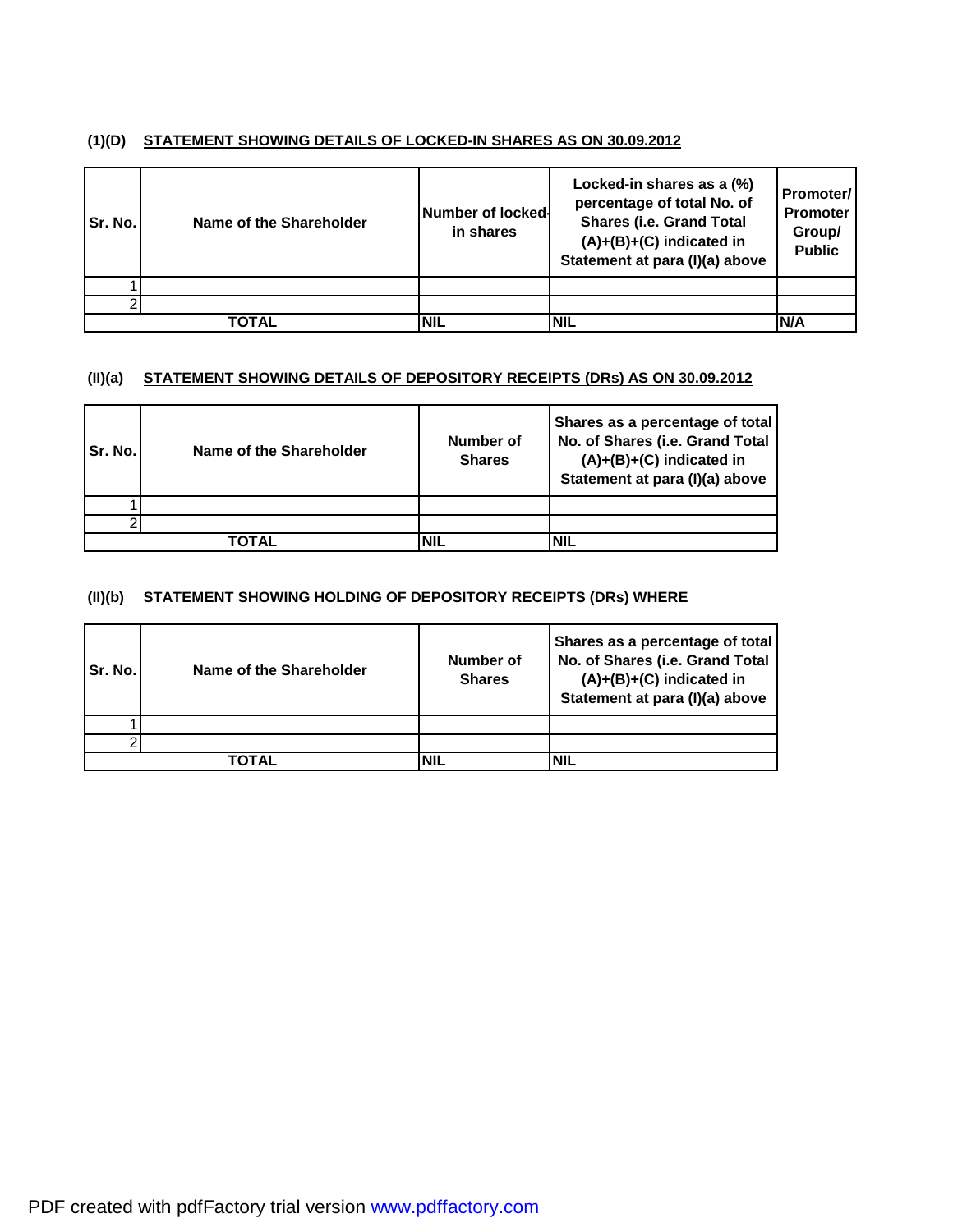**(1)(D) STATEMENT SHOWING DETAILS OF LOCKED-IN SHARES AS ON 30.09.2012**

| Sr. No. | Name of the Shareholder | Number of locked-in shares | Locked-in shares as a (%) percentage of total No. of Shares (i.e. Grand Total (A)+(B)+(C) indicated in Statement at para (I)(a) above | Promoter/ Promoter Group/ Public |
|---|---|---|---|---|
| 1 | | | | |
| 2 | | | | |
| TOTAL | | NIL | NIL | N/A |

**(II)(a) STATEMENT SHOWING DETAILS OF DEPOSITORY RECEIPTS (DRs) AS ON 30.09.2012**

| Sr. No. | Name of the Shareholder | Number of Shares | Shares as a percentage of total No. of Shares (i.e. Grand Total (A)+(B)+(C) indicated in Statement at para (I)(a) above |
|---|---|---|---|
| 1 | | | |
| 2 | | | |
| TOTAL | | NIL | NIL |

**(II)(b) STATEMENT SHOWING HOLDING OF DEPOSITORY RECEIPTS (DRs) WHERE**

| Sr. No. | Name of the Shareholder | Number of Shares | Shares as a percentage of total No. of Shares (i.e. Grand Total (A)+(B)+(C) indicated in Statement at para (I)(a) above |
|---|---|---|---|
| 1 | | | |
| 2 | | | |
| TOTAL | | NIL | NIL |

PDF created with pdfFactory trial version www.pdffactory.com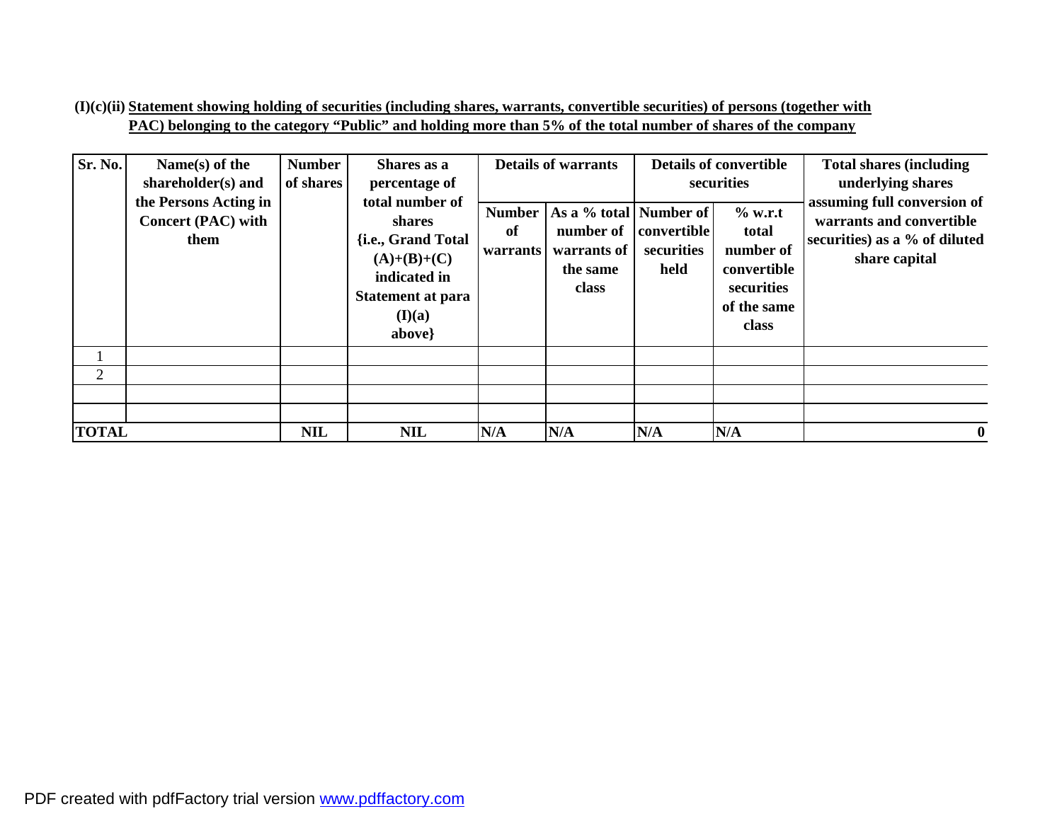**(I)(c)(ii) Statement showing holding of securities (including shares, warrants, convertible securities) of persons (together with PAC) belonging to the category "Public" and holding more than 5% of the total number of shares of the company**

| Sr. No. | Name(s) of the shareholder(s) and the Persons Acting in Concert (PAC) with them | Number of shares | Shares as a percentage of total number of shares {i.e., Grand Total (A)+(B)+(C) indicated in Statement at para (I)(a) above} | Details of warrants | | Details of convertible securities | | Total shares (including underlying shares assuming full conversion of warrants and convertible securities) as a % of diluted share capital |
|---|---|---|---|---|---|---|---|---|
| | | | | Number of warrants | As a % total number of warrants of the same class | Number of convertible securities held | % w.r.t total number of convertible securities of the same class | |
| 1 | | | | | | | | |
| 2 | | | | | | | | |
| | | | | | | | | |
| | | | | | | | | |
| TOTAL | | NIL | NIL | N/A | N/A | N/A | N/A | 0 |